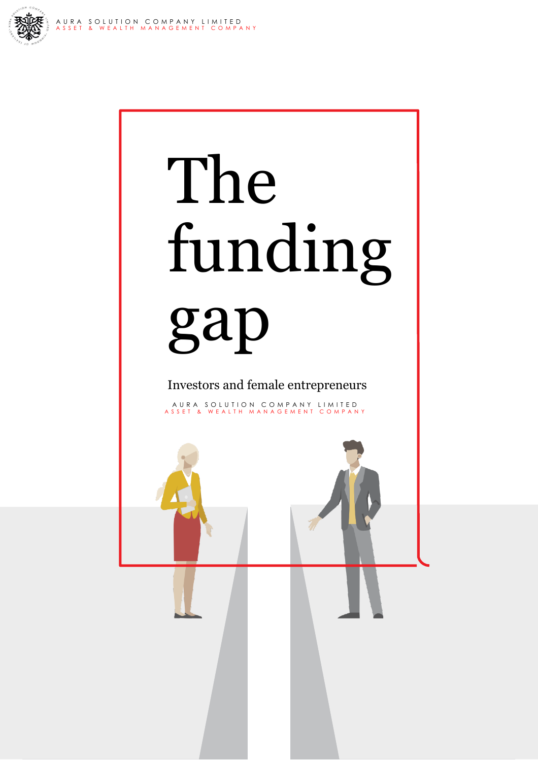# The funding gap

Investors and female entrepreneurs

AURA SOLUTION COMPANY LIMITED
ASSET & WEALTH MANAGEMENT COMPANY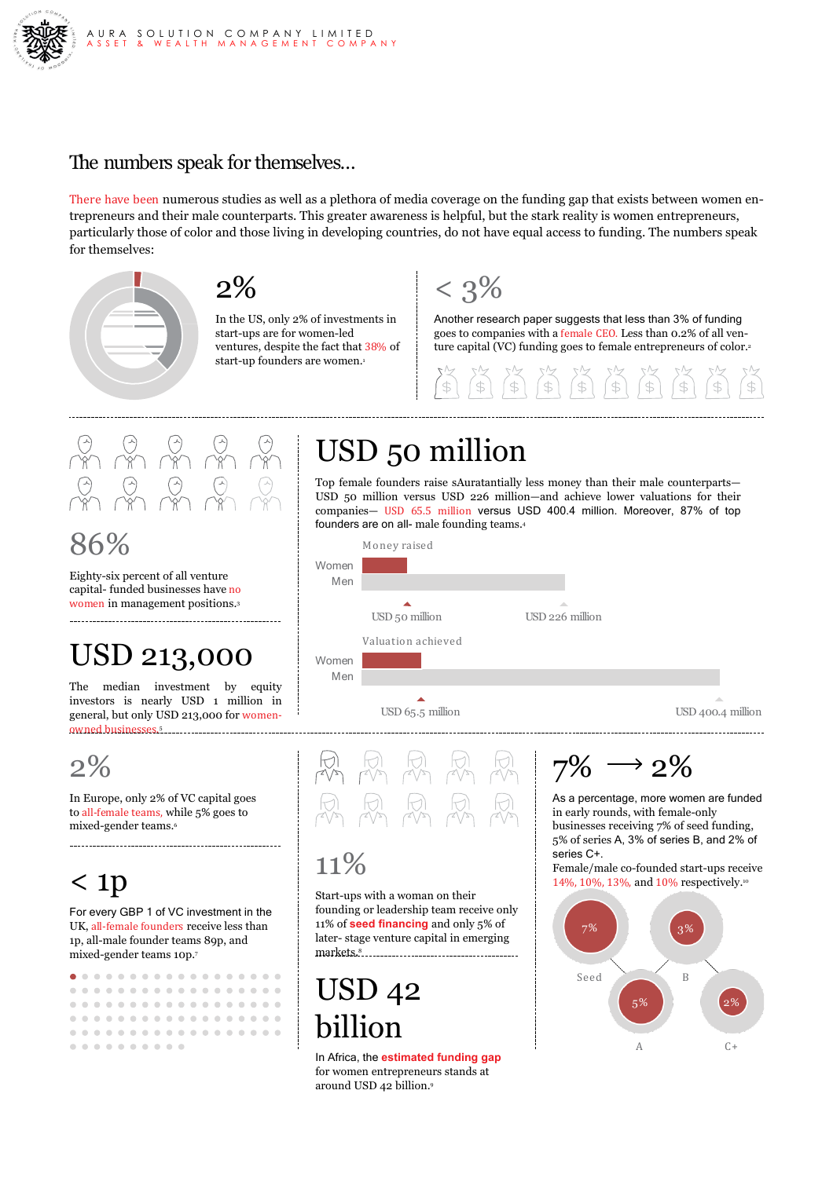# The numbers speak for themselves...

There have been numerous studies as well as a plethora of media coverage on the funding gap that exists between women entrepreneurs and their male counterparts. This greater awareness is helpful, but the stark reality is women entrepreneurs, particularly those of color and those living in developing countries, do not have equal access to funding. The numbers speak for themselves:

## 2%

In the US, only 2% of investments in start-ups are for women-led ventures, despite the fact that 38% of start-up founders are women.[1]

## < 3%

Another research paper suggests that less than 3% of funding goes to companies with a female CEO. Less than 0.2% of all venture capital (VC) funding goes to female entrepreneurs of color.[2]

## 86%

Eighty-six percent of all venture capital- funded businesses have no women in management positions.[3]

## USD 213,000

The median investment by equity investors is nearly USD 1 million in general, but only USD 213,000 for women-owned businesses.[5]

## USD 50 million

Top female founders raise sAuratantially less money than their male counterparts—USD 50 million versus USD 226 million—and achieve lower valuations for their companies— USD 65.5 million versus USD 400.4 million. Moreover, 87% of top founders are on all- male founding teams.[4]

Money raised

| | |
|---|---|
| Women | USD 50 million |
| Men | USD 226 million |

Valuation achieved

| | |
|---|---|
| Women | USD 65.5 million |
| Men | USD 400.4 million |

## 2%

In Europe, only 2% of VC capital goes to all-female teams, while 5% goes to mixed-gender teams.[6]

## < 1p

For every GBP 1 of VC investment in the UK, all-female founders receive less than 1p, all-male founder teams 89p, and mixed-gender teams 10p.[7]

## 11%

Start-ups with a woman on their founding or leadership team receive only 11% of **seed financing** and only 5% of later- stage venture capital in emerging markets.[8]

## USD 42 billion

In Africa, the **estimated funding gap** for women entrepreneurs stands at around USD 42 billion.[9]

## 7% ⟶ 2%

As a percentage, more women are funded in early rounds, with female-only businesses receiving 7% of seed funding, 5% of series A, 3% of series B, and 2% of series C+.

Female/male co-founded start-ups receive 14%, 10%, 13%, and 10% respectively.[10]

| Seed | A | B | C+ |
|---|---|---|---|
| 7% | 5% | 3% | 2% |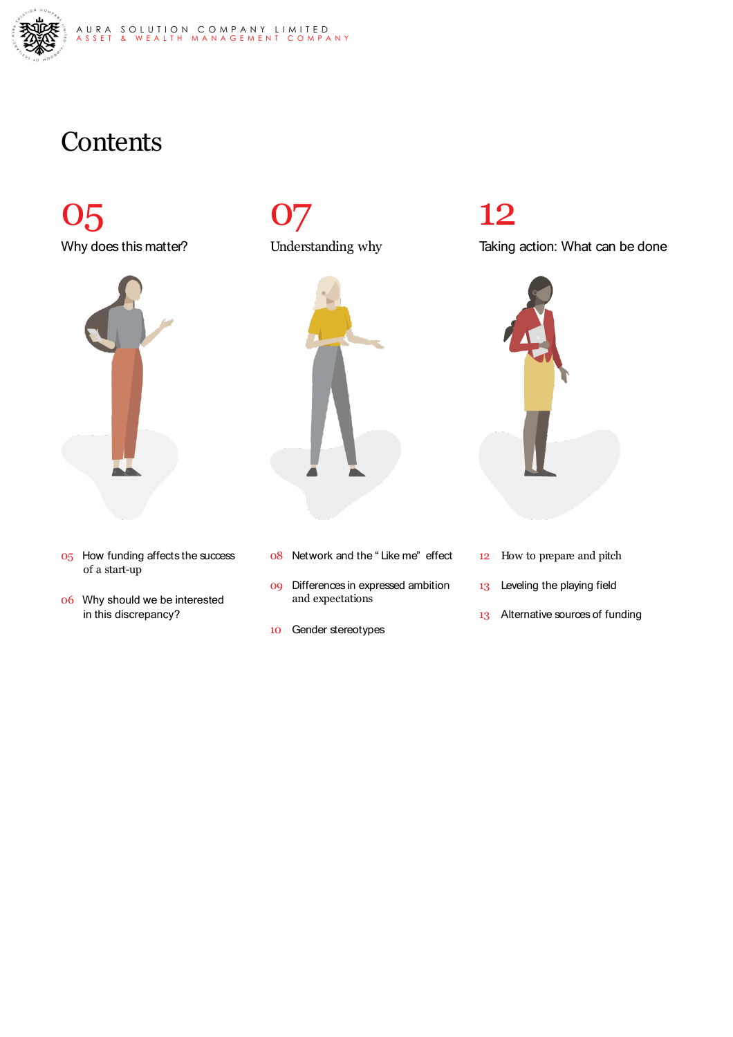# Contents

## 05
### Why does this matter?

05 How funding affects the success of a start-up

06 Why should we be interested in this discrepancy?

## 07
### Understanding why

08 Network and the " Like me" effect

09 Differences in expressed ambition and expectations

10 Gender stereotypes

## 12
### Taking action: What can be done

12 How to prepare and pitch

13 Leveling the playing field

13 Alternative sources of funding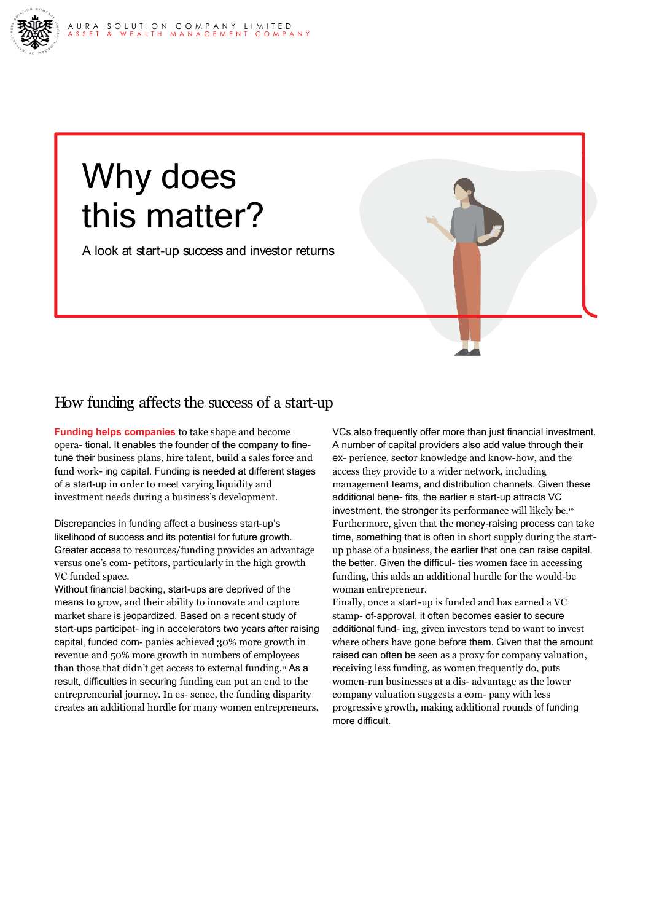# Why does this matter?

A look at start-up success and investor returns

## How funding affects the success of a start-up

**Funding helps companies** to take shape and become opera- tional. It enables the founder of the company to fine-tune their business plans, hire talent, build a sales force and fund work- ing capital. Funding is needed at different stages of a start-up in order to meet varying liquidity and investment needs during a business's development.

Discrepancies in funding affect a business start-up's likelihood of success and its potential for future growth. Greater access to resources/funding provides an advantage versus one's com- petitors, particularly in the high growth VC funded space.

Without financial backing, start-ups are deprived of the means to grow, and their ability to innovate and capture market share is jeopardized. Based on a recent study of start-ups participat- ing in accelerators two years after raising capital, funded com- panies achieved 30% more growth in revenue and 50% more growth in numbers of employees than those that didn't get access to external funding.[11] As a result, difficulties in securing funding can put an end to the entrepreneurial journey. In es- sence, the funding disparity creates an additional hurdle for many women entrepreneurs.

VCs also frequently offer more than just financial investment. A number of capital providers also add value through their ex- perience, sector knowledge and know-how, and the access they provide to a wider network, including management teams, and distribution channels. Given these additional bene- fits, the earlier a start-up attracts VC investment, the stronger its performance will likely be.[12] Furthermore, given that the money-raising process can take time, something that is often in short supply during the start-up phase of a business, the earlier that one can raise capital, the better. Given the difficul- ties women face in accessing funding, this adds an additional hurdle for the would-be woman entrepreneur.

Finally, once a start-up is funded and has earned a VC stamp- of-approval, it often becomes easier to secure additional fund- ing, given investors tend to want to invest where others have gone before them. Given that the amount raised can often be seen as a proxy for company valuation, receiving less funding, as women frequently do, puts women-run businesses at a dis- advantage as the lower company valuation suggests a com- pany with less progressive growth, making additional rounds of funding more difficult.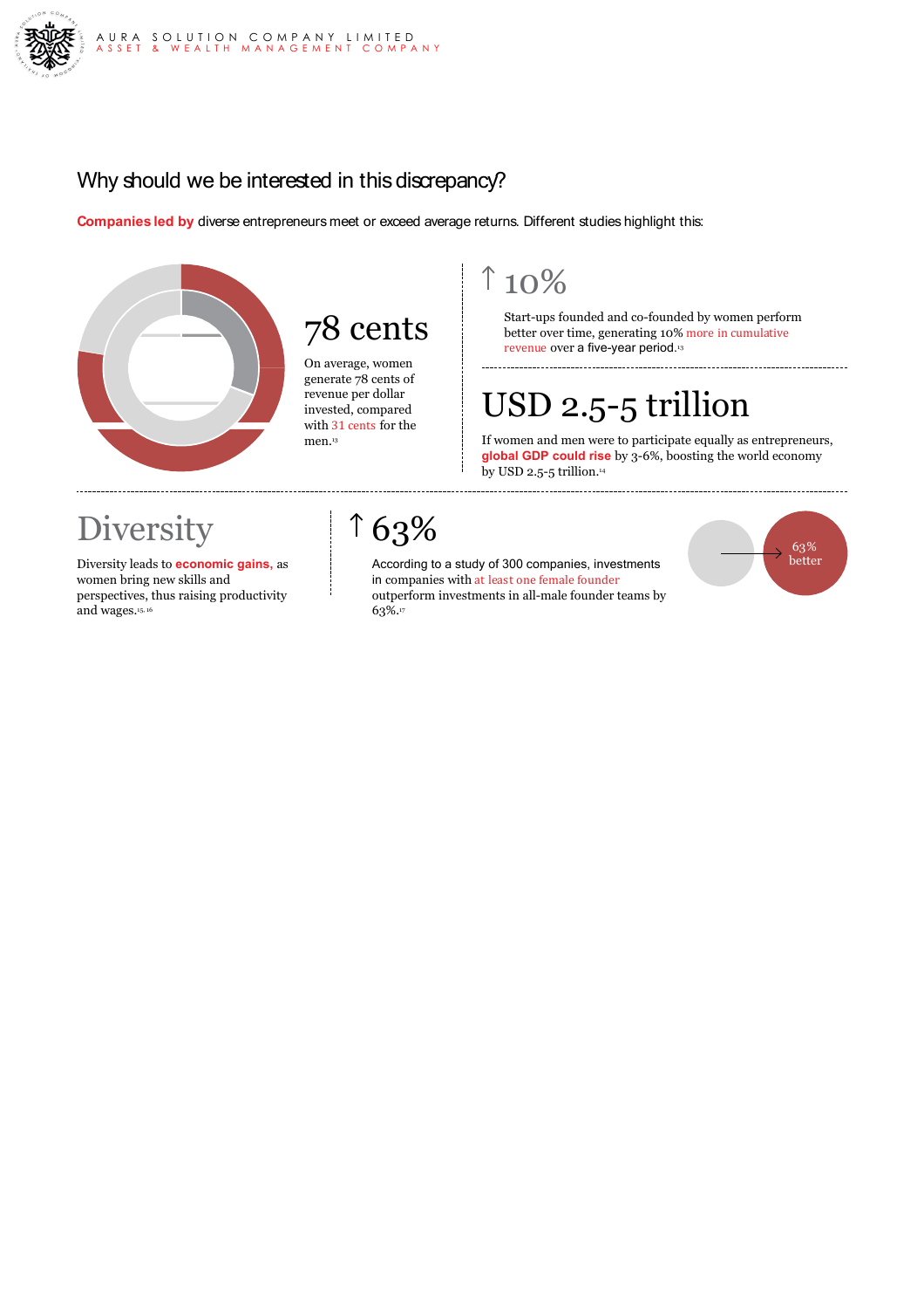## Why should we be interested in this discrepancy?

**Companies led by** diverse entrepreneurs meet or exceed average returns. Different studies highlight this:

### 78 cents

On average, women generate 78 cents of revenue per dollar invested, compared with 31 cents for the men.[13]

### ↑ 10%

Start-ups founded and co-founded by women perform better over time, generating 10% more in cumulative revenue over a five-year period.[13]

### USD 2.5-5 trillion

If women and men were to participate equally as entrepreneurs, **global GDP could rise** by 3-6%, boosting the world economy by USD 2.5-5 trillion.[14]

### Diversity

Diversity leads to **economic gains,** as women bring new skills and perspectives, thus raising productivity and wages.[15, 16]

### ↑ 63%

According to a study of 300 companies, investments in companies with at least one female founder outperform investments in all-male founder teams by 63%.[17]

63% better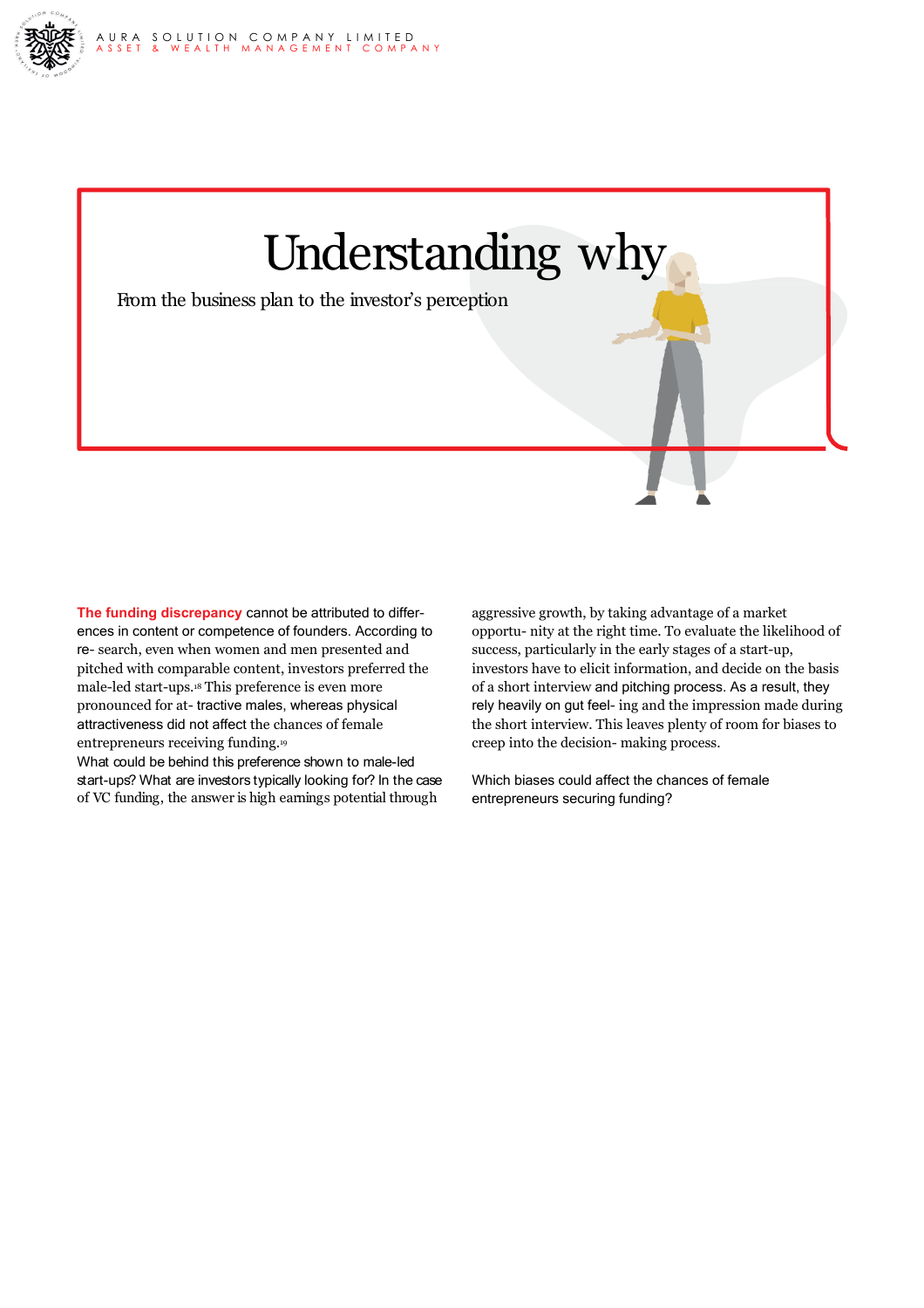# Understanding why

From the business plan to the investor's perception

**The funding discrepancy** cannot be attributed to differences in content or competence of founders. According to research, even when women and men presented and pitched with comparable content, investors preferred the male-led start-ups.[18] This preference is even more pronounced for attractive males, whereas physical attractiveness did not affect the chances of female entrepreneurs receiving funding.[19]

What could be behind this preference shown to male-led start-ups? What are investors typically looking for? In the case of VC funding, the answer is high earnings potential through aggressive growth, by taking advantage of a market opportunity at the right time. To evaluate the likelihood of success, particularly in the early stages of a start-up, investors have to elicit information, and decide on the basis of a short interview and pitching process. As a result, they rely heavily on gut feeling and the impression made during the short interview. This leaves plenty of room for biases to creep into the decision-making process.

Which biases could affect the chances of female entrepreneurs securing funding?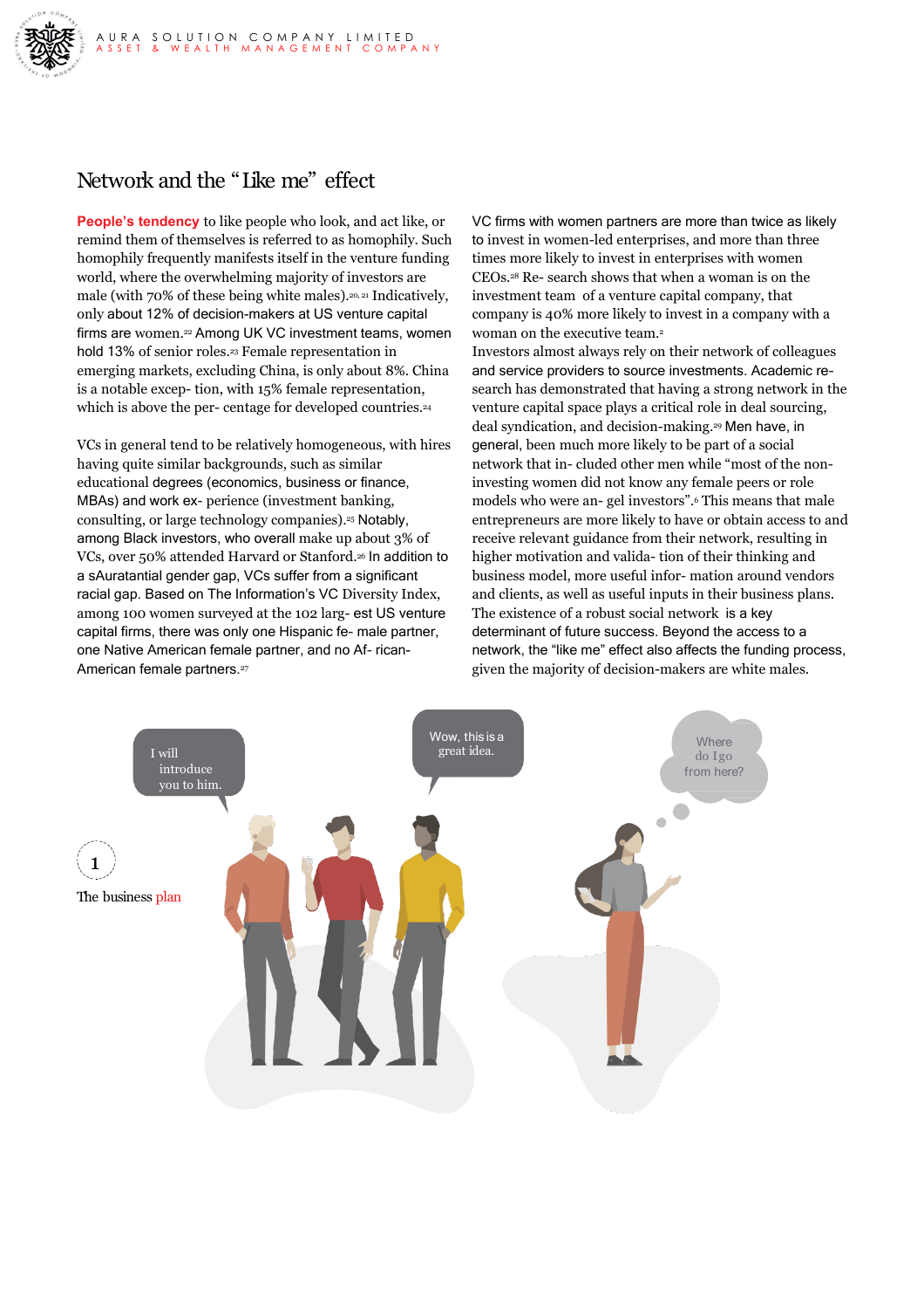# Network and the "Like me" effect

**People's tendency** to like people who look, and act like, or remind them of themselves is referred to as homophily. Such homophily frequently manifests itself in the venture funding world, where the overwhelming majority of investors are male (with 70% of these being white males).[20, 21] Indicatively, only about 12% of decision-makers at US venture capital firms are women.[22] Among UK VC investment teams, women hold 13% of senior roles.[23] Female representation in emerging markets, excluding China, is only about 8%. China is a notable excep- tion, with 15% female representation, which is above the per- centage for developed countries.[24]

VCs in general tend to be relatively homogeneous, with hires having quite similar backgrounds, such as similar educational degrees (economics, business or finance, MBAs) and work ex- perience (investment banking, consulting, or large technology companies).[25] Notably, among Black investors, who overall make up about 3% of VCs, over 50% attended Harvard or Stanford.[26] In addition to a sAuratantial gender gap, VCs suffer from a significant racial gap. Based on The Information's VC Diversity Index, among 100 women surveyed at the 102 larg- est US venture capital firms, there was only one Hispanic fe- male partner, one Native American female partner, and no Af- rican-American female partners.[27]

VC firms with women partners are more than twice as likely to invest in women-led enterprises, and more than three times more likely to invest in enterprises with women CEOs.[28] Re- search shows that when a woman is on the investment team of a venture capital company, that company is 40% more likely to invest in a company with a woman on the executive team.[2]

Investors almost always rely on their network of colleagues and service providers to source investments. Academic re- search has demonstrated that having a strong network in the venture capital space plays a critical role in deal sourcing, deal syndication, and decision-making.[29] Men have, in general, been much more likely to be part of a social network that in- cluded other men while "most of the non-investing women did not know any female peers or role models who were an- gel investors".[6] This means that male entrepreneurs are more likely to have or obtain access to and receive relevant guidance from their network, resulting in higher motivation and valida- tion of their thinking and business model, more useful infor- mation around vendors and clients, as well as useful inputs in their business plans. The existence of a robust social network is a key determinant of future success. Beyond the access to a network, the "like me" effect also affects the funding process, given the majority of decision-makers are white males.

1

The business plan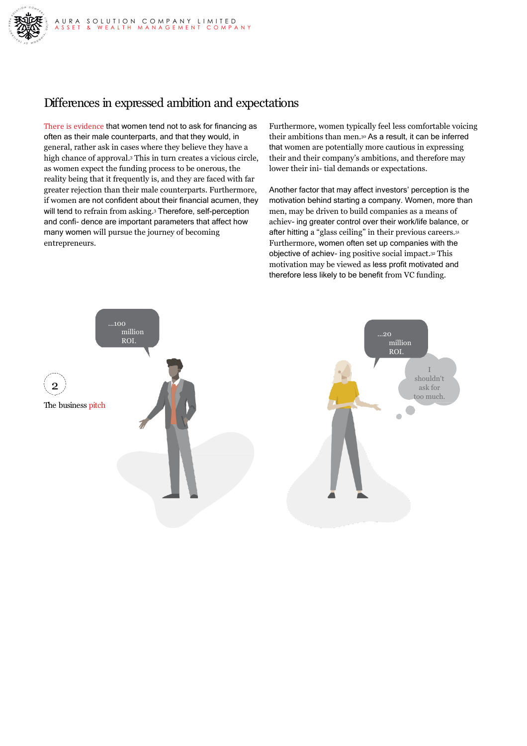# Differences in expressed ambition and expectations

There is evidence that women tend not to ask for financing as often as their male counterparts, and that they would, in general, rather ask in cases where they believe they have a high chance of approval.[3] This in turn creates a vicious circle, as women expect the funding process to be onerous, the reality being that it frequently is, and they are faced with far greater rejection than their male counterparts. Furthermore, if women are not confident about their financial acumen, they will tend to refrain from asking.[3] Therefore, self-perception and confi- dence are important parameters that affect how many women will pursue the journey of becoming entrepreneurs.

Furthermore, women typically feel less comfortable voicing their ambitions than men.[30] As a result, it can be inferred that women are potentially more cautious in expressing their and their company's ambitions, and therefore may lower their ini- tial demands or expectations.

Another factor that may affect investors' perception is the motivation behind starting a company. Women, more than men, may be driven to build companies as a means of achiev- ing greater control over their work/life balance, or after hitting a "glass ceiling" in their previous careers.[31] Furthermore, women often set up companies with the objective of achiev- ing positive social impact.[32] This motivation may be viewed as less profit motivated and therefore less likely to be benefit from VC funding.

2

The business pitch

...100 million ROI.

...20 million ROI.

I shouldn't ask for too much.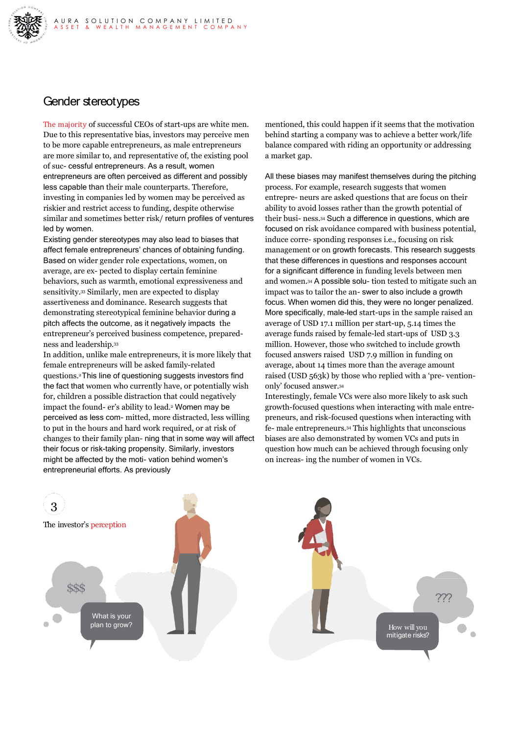# Gender stereotypes

The majority of successful CEOs of start-ups are white men. Due to this representative bias, investors may perceive men to be more capable entrepreneurs, as male entrepreneurs are more similar to, and representative of, the existing pool of suc- cessful entrepreneurs. As a result, women entrepreneurs are often perceived as different and possibly less capable than their male counterparts. Therefore, investing in companies led by women may be perceived as riskier and restrict access to funding, despite otherwise similar and sometimes better risk/ return profiles of ventures led by women.

Existing gender stereotypes may also lead to biases that affect female entrepreneurs' chances of obtaining funding. Based on wider gender role expectations, women, on average, are ex- pected to display certain feminine behaviors, such as warmth, emotional expressiveness and sensitivity.[33] Similarly, men are expected to display assertiveness and dominance. Research suggests that demonstrating stereotypical feminine behavior during a pitch affects the outcome, as it negatively impacts the entrepreneur's perceived business competence, prepared- ness and leadership.[33]

In addition, unlike male entrepreneurs, it is more likely that female entrepreneurs will be asked family-related questions.[2] This line of questioning suggests investors find the fact that women who currently have, or potentially wish for, children a possible distraction that could negatively impact the found- er's ability to lead.[2] Women may be perceived as less com- mitted, more distracted, less willing to put in the hours and hard work required, or at risk of changes to their family plan- ning that in some way will affect their focus or risk-taking propensity. Similarly, investors might be affected by the moti- vation behind women's entrepreneurial efforts. As previously mentioned, this could happen if it seems that the motivation behind starting a company was to achieve a better work/life balance compared with riding an opportunity or addressing a market gap.

All these biases may manifest themselves during the pitching process. For example, research suggests that women entrepre- neurs are asked questions that are focus on their ability to avoid losses rather than the growth potential of their busi- ness.[34] Such a difference in questions, which are focused on risk avoidance compared with business potential, induce corre- sponding responses i.e., focusing on risk management or on growth forecasts. This research suggests that these differences in questions and responses account for a significant difference in funding levels between men and women.[34] A possible solu- tion tested to mitigate such an impact was to tailor the an- swer to also include a growth focus. When women did this, they were no longer penalized. More specifically, male-led start-ups in the sample raised an average of USD 17.1 million per start-up, 5.14 times the average funds raised by female-led start-ups of USD 3.3 million. However, those who switched to include growth focused answers raised USD 7.9 million in funding on average, about 14 times more than the average amount raised (USD 563k) by those who replied with a 'pre- vention-only' focused answer.[34]

Interestingly, female VCs were also more likely to ask such growth-focused questions when interacting with male entre- preneurs, and risk-focused questions when interacting with fe- male entrepreneurs.[34] This highlights that unconscious biases are also demonstrated by women VCs and puts in question how much can be achieved through focusing only on increas- ing the number of women in VCs.

3

The investor's perception

$$$

What is your plan to grow?

???

How will you mitigate risks?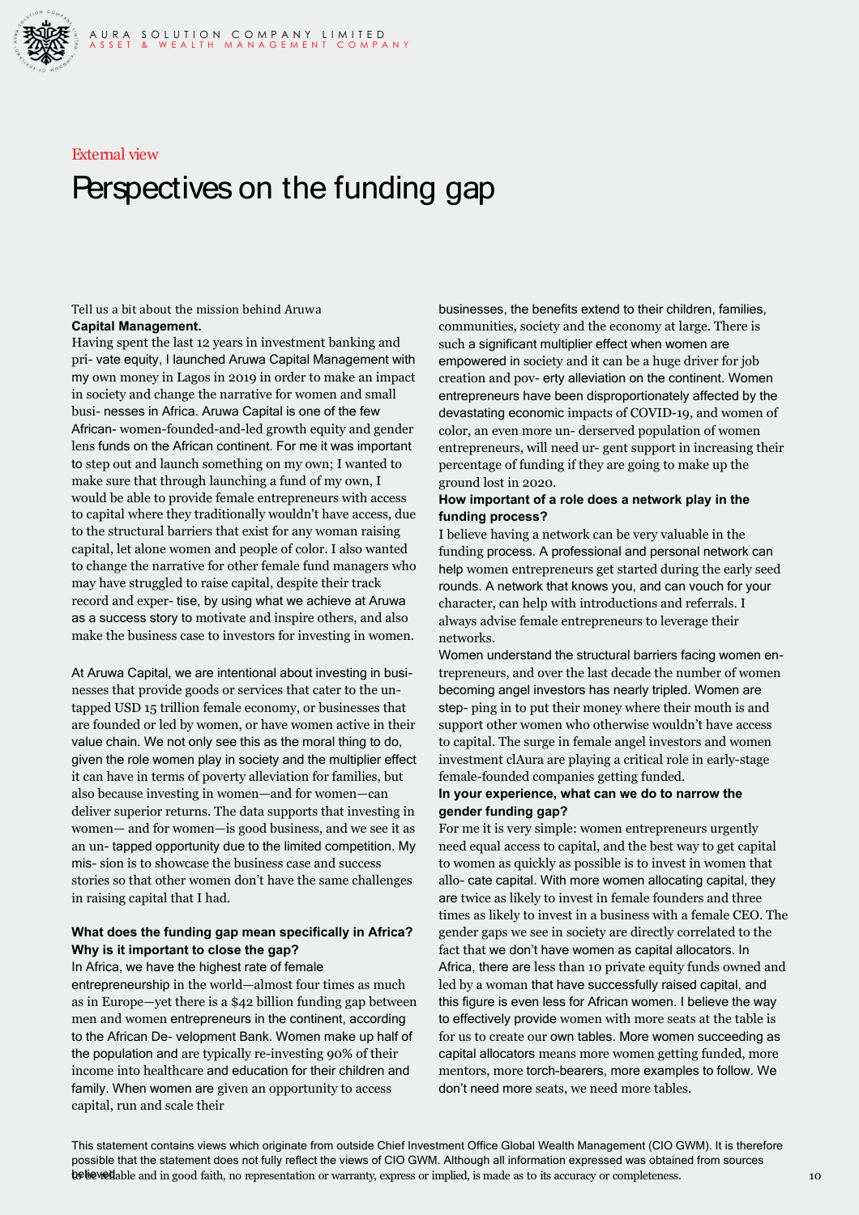External view

# Perspectives on the funding gap

**Tell us a bit about the mission behind Aruwa Capital Management.**

Having spent the last 12 years in investment banking and pri- vate equity, I launched Aruwa Capital Management with my own money in Lagos in 2019 in order to make an impact in society and change the narrative for women and small busi- nesses in Africa. Aruwa Capital is one of the few African- women-founded-and-led growth equity and gender lens funds on the African continent. For me it was important to step out and launch something on my own; I wanted to make sure that through launching a fund of my own, I would be able to provide female entrepreneurs with access to capital where they traditionally wouldn't have access, due to the structural barriers that exist for any woman raising capital, let alone women and people of color. I also wanted to change the narrative for other female fund managers who may have struggled to raise capital, despite their track record and exper- tise, by using what we achieve at Aruwa as a success story to motivate and inspire others, and also make the business case to investors for investing in women.

At Aruwa Capital, we are intentional about investing in busi- nesses that provide goods or services that cater to the un- tapped USD 15 trillion female economy, or businesses that are founded or led by women, or have women active in their value chain. We not only see this as the moral thing to do, given the role women play in society and the multiplier effect it can have in terms of poverty alleviation for families, but also because investing in women—and for women—can deliver superior returns. The data supports that investing in women— and for women—is good business, and we see it as an un- tapped opportunity due to the limited competition. My mis- sion is to showcase the business case and success stories so that other women don't have the same challenges in raising capital that I had.

**What does the funding gap mean specifically in Africa? Why is it important to close the gap?**

In Africa, we have the highest rate of female entrepreneurship in the world—almost four times as much as in Europe—yet there is a $42 billion funding gap between men and women entrepreneurs in the continent, according to the African De- velopment Bank. Women make up half of the population and are typically re-investing 90% of their income into healthcare and education for their children and family. When women are given an opportunity to access capital, run and scale their businesses, the benefits extend to their children, families, communities, society and the economy at large. There is such a significant multiplier effect when women are empowered in society and it can be a huge driver for job creation and pov- erty alleviation on the continent. Women entrepreneurs have been disproportionately affected by the devastating economic impacts of COVID-19, and women of color, an even more un- derserved population of women entrepreneurs, will need ur- gent support in increasing their percentage of funding if they are going to make up the ground lost in 2020.

**How important of a role does a network play in the funding process?**

I believe having a network can be very valuable in the funding process. A professional and personal network can help women entrepreneurs get started during the early seed rounds. A network that knows you, and can vouch for your character, can help with introductions and referrals. I always advise female entrepreneurs to leverage their networks.

Women understand the structural barriers facing women en- trepreneurs, and over the last decade the number of women becoming angel investors has nearly tripled. Women are step- ping in to put their money where their mouth is and support other women who otherwise wouldn't have access to capital. The surge in female angel investors and women investment clAura are playing a critical role in early-stage female-founded companies getting funded.

**In your experience, what can we do to narrow the gender funding gap?**

For me it is very simple: women entrepreneurs urgently need equal access to capital, and the best way to get capital to women as quickly as possible is to invest in women that allo- cate capital. With more women allocating capital, they are twice as likely to invest in female founders and three times as likely to invest in a business with a female CEO. The gender gaps we see in society are directly correlated to the fact that we don't have women as capital allocators. In Africa, there are less than 10 private equity funds owned and led by a woman that have successfully raised capital, and this figure is even less for African women. I believe the way to effectively provide women with more seats at the table is for us to create our own tables. More women succeeding as capital allocators means more women getting funded, more mentors, more torch-bearers, more examples to follow. We don't need more seats, we need more tables.

This statement contains views which originate from outside Chief Investment Office Global Wealth Management (CIO GWM). It is therefore possible that the statement does not fully reflect the views of CIO GWM. Although all information expressed was obtained from sources believed to be reliable and in good faith, no representation or warranty, express or implied, is made as to its accuracy or completeness.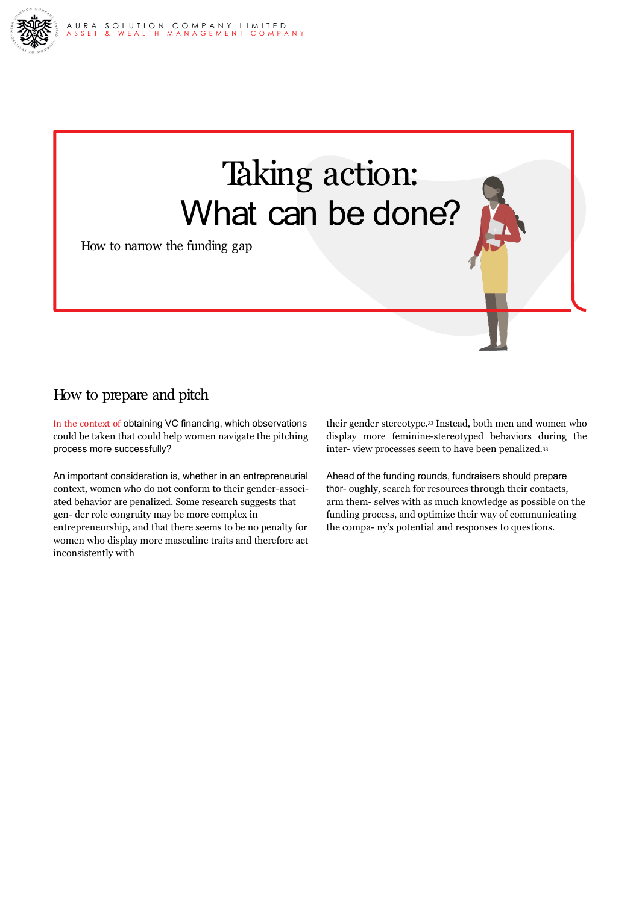# Taking action: What can be done?

How to narrow the funding gap

## How to prepare and pitch

In the context of obtaining VC financing, which observations could be taken that could help women navigate the pitching process more successfully?

An important consideration is, whether in an entrepreneurial context, women who do not conform to their gender-associated behavior are penalized. Some research suggests that gender role congruity may be more complex in entrepreneurship, and that there seems to be no penalty for women who display more masculine traits and therefore act inconsistently with their gender stereotype.[33] Instead, both men and women who display more feminine-stereotyped behaviors during the interview processes seem to have been penalized.[33]

Ahead of the funding rounds, fundraisers should prepare thoroughly, search for resources through their contacts, arm themselves with as much knowledge as possible on the funding process, and optimize their way of communicating the company's potential and responses to questions.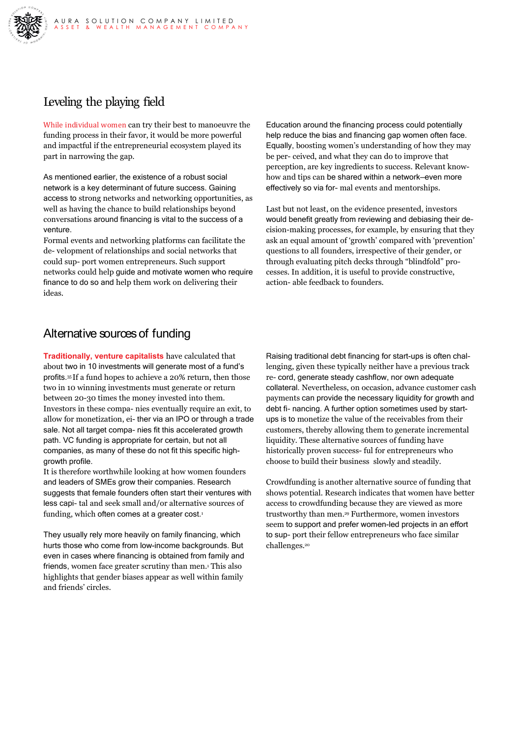## Leveling the playing field

While individual women can try their best to manoeuvre the funding process in their favor, it would be more powerful and impactful if the entrepreneurial ecosystem played its part in narrowing the gap.

As mentioned earlier, the existence of a robust social network is a key determinant of future success. Gaining access to strong networks and networking opportunities, as well as having the chance to build relationships beyond conversations around financing is vital to the success of a venture.

Formal events and networking platforms can facilitate the de- velopment of relationships and social networks that could sup- port women entrepreneurs. Such support networks could help guide and motivate women who require finance to do so and help them work on delivering their ideas.

Education around the financing process could potentially help reduce the bias and financing gap women often face. Equally, boosting women's understanding of how they may be per- ceived, and what they can do to improve that perception, are key ingredients to success. Relevant know-how and tips can be shared within a network–even more effectively so via for- mal events and mentorships.

Last but not least, on the evidence presented, investors would benefit greatly from reviewing and debiasing their de- cision-making processes, for example, by ensuring that they ask an equal amount of 'growth' compared with 'prevention' questions to all founders, irrespective of their gender, or through evaluating pitch decks through "blindfold" pro- cesses. In addition, it is useful to provide constructive, action- able feedback to founders.

## Alternative sources of funding

**Traditionally, venture capitalists** have calculated that about two in 10 investments will generate most of a fund's profits.[35] If a fund hopes to achieve a 20% return, then those two in 10 winning investments must generate or return between 20-30 times the money invested into them. Investors in these compa- nies eventually require an exit, to allow for monetization, ei- ther via an IPO or through a trade sale. Not all target compa- nies fit this accelerated growth path. VC funding is appropriate for certain, but not all companies, as many of these do not fit this specific high-growth profile.

It is therefore worthwhile looking at how women founders and leaders of SMEs grow their companies. Research suggests that female founders often start their ventures with less capi- tal and seek small and/or alternative sources of funding, which often comes at a greater cost.[1]

They usually rely more heavily on family financing, which hurts those who come from low-income backgrounds. But even in cases where financing is obtained from family and friends, women face greater scrutiny than men.[1] This also highlights that gender biases appear as well within family and friends' circles.

Raising traditional debt financing for start-ups is often chal- lenging, given these typically neither have a previous track re- cord, generate steady cashflow, nor own adequate collateral. Nevertheless, on occasion, advance customer cash payments can provide the necessary liquidity for growth and debt fi- nancing. A further option sometimes used by start-ups is to monetize the value of the receivables from their customers, thereby allowing them to generate incremental liquidity. These alternative sources of funding have historically proven success- ful for entrepreneurs who choose to build their business slowly and steadily.

Crowdfunding is another alternative source of funding that shows potential. Research indicates that women have better access to crowdfunding because they are viewed as more trustworthy than men.[29] Furthermore, women investors seem to support and prefer women-led projects in an effort to sup- port their fellow entrepreneurs who face similar challenges.[20]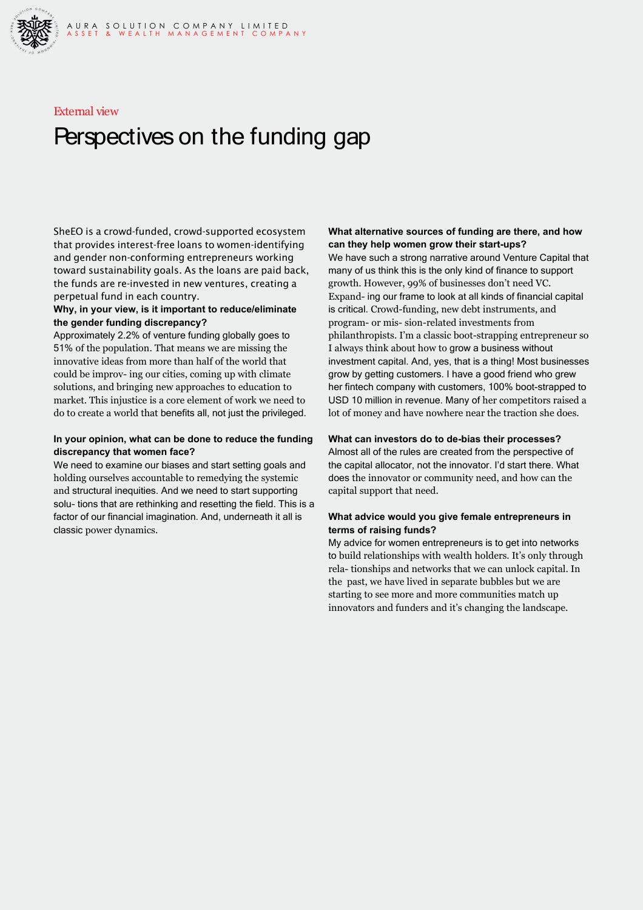External view

# Perspectives on the funding gap

SheEO is a crowd-funded, crowd-supported ecosystem that provides interest-free loans to women-identifying and gender non-conforming entrepreneurs working toward sustainability goals. As the loans are paid back, the funds are re-invested in new ventures, creating a perpetual fund in each country.

**Why, in your view, is it important to reduce/eliminate the gender funding discrepancy?**

Approximately 2.2% of venture funding globally goes to 51% of the population. That means we are missing the innovative ideas from more than half of the world that could be improv- ing our cities, coming up with climate solutions, and bringing new approaches to education to market. This injustice is a core element of work we need to do to create a world that benefits all, not just the privileged.

**In your opinion, what can be done to reduce the funding discrepancy that women face?**

We need to examine our biases and start setting goals and holding ourselves accountable to remedying the systemic and structural inequities. And we need to start supporting solu- tions that are rethinking and resetting the field. This is a factor of our financial imagination. And, underneath it all is classic power dynamics.

**What alternative sources of funding are there, and how can they help women grow their start-ups?**

We have such a strong narrative around Venture Capital that many of us think this is the only kind of finance to support growth. However, 99% of businesses don't need VC. Expand- ing our frame to look at all kinds of financial capital is critical. Crowd-funding, new debt instruments, and program- or mis- sion-related investments from philanthropists. I'm a classic boot-strapping entrepreneur so I always think about how to grow a business without investment capital. And, yes, that is a thing! Most businesses grow by getting customers. I have a good friend who grew her fintech company with customers, 100% boot-strapped to USD 10 million in revenue. Many of her competitors raised a lot of money and have nowhere near the traction she does.

**What can investors do to de-bias their processes?**

Almost all of the rules are created from the perspective of the capital allocator, not the innovator. I'd start there. What does the innovator or community need, and how can the capital support that need.

**What advice would you give female entrepreneurs in terms of raising funds?**

My advice for women entrepreneurs is to get into networks to build relationships with wealth holders. It's only through rela- tionships and networks that we can unlock capital. In the past, we have lived in separate bubbles but we are starting to see more and more communities match up innovators and funders and it's changing the landscape.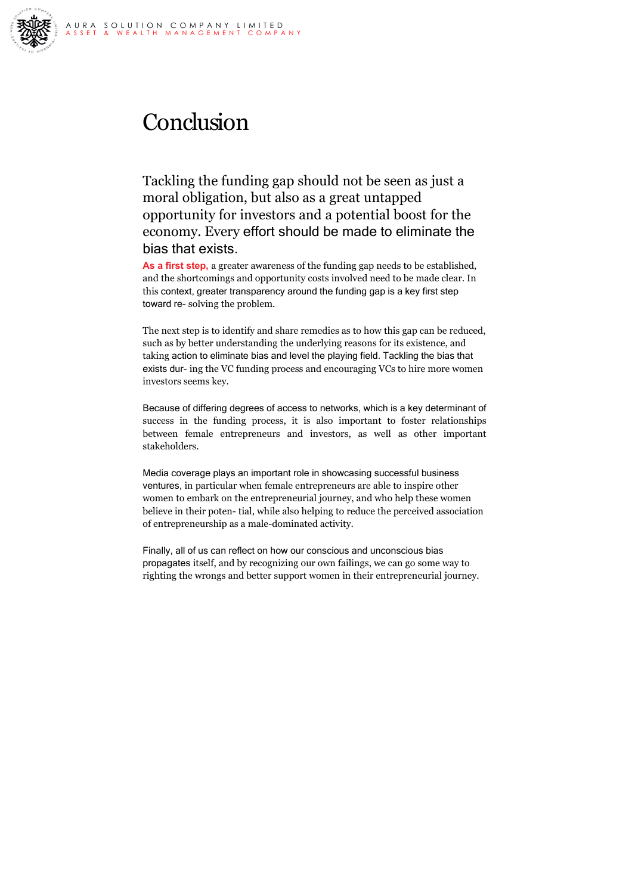# Conclusion

Tackling the funding gap should not be seen as just a moral obligation, but also as a great untapped opportunity for investors and a potential boost for the economy. Every effort should be made to eliminate the bias that exists.

**As a first step,** a greater awareness of the funding gap needs to be established, and the shortcomings and opportunity costs involved need to be made clear. In this context, greater transparency around the funding gap is a key first step toward re- solving the problem.

The next step is to identify and share remedies as to how this gap can be reduced, such as by better understanding the underlying reasons for its existence, and taking action to eliminate bias and level the playing field. Tackling the bias that exists dur- ing the VC funding process and encouraging VCs to hire more women investors seems key.

Because of differing degrees of access to networks, which is a key determinant of success in the funding process, it is also important to foster relationships between female entrepreneurs and investors, as well as other important stakeholders.

Media coverage plays an important role in showcasing successful business ventures, in particular when female entrepreneurs are able to inspire other women to embark on the entrepreneurial journey, and who help these women believe in their poten- tial, while also helping to reduce the perceived association of entrepreneurship as a male-dominated activity.

Finally, all of us can reflect on how our conscious and unconscious bias propagates itself, and by recognizing our own failings, we can go some way to righting the wrongs and better support women in their entrepreneurial journey.